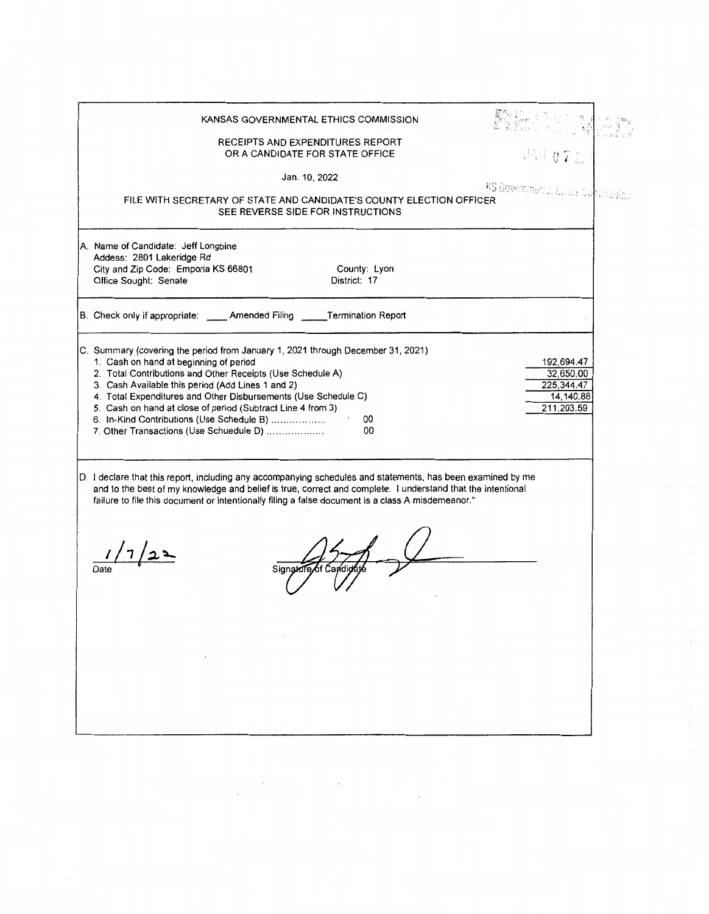# KANSAS GOVERNMENTAL ETHICS COMMISSION

RECEIPTS AND EXPENDITURES REPORT
OR A CANDIDATE FOR STATE OFFICE

Jan. 10, 2022

FILE WITH SECRETARY OF STATE AND CANDIDATE'S COUNTY ELECTION OFFICER
SEE REVERSE SIDE FOR INSTRUCTIONS

RECEIVED JAN 07 2022 KS Governmental Ethics Commission

A. Name of Candidate: Jeff Longbine
Addess: 2801 Lakeridge Rd
City and Zip Code: Emporia KS 66801 County: Lyon
Office Sought: Senate District: 17

B. Check only if appropriate: ____ Amended Filing ____ Termination Report

C. Summary (covering the period from January 1, 2021 through December 31, 2021)

| | | |
|---|---|---|
| 1. Cash on hand at beginning of period | | 192,694.47 |
| 2. Total Contributions and Other Receipts (Use Schedule A) | | 32,650.00 |
| 3. Cash Available this period (Add Lines 1 and 2) | | 225,344.47 |
| 4. Total Expenditures and Other Disbursements (Use Schedule C) | | 14,140.88 |
| 5. Cash on hand at close of period (Subtract Line 4 from 3) | | 211,203.59 |
| 6. In-Kind Contributions (Use Schedule B) .................. | 00 | |
| 7. Other Transactions (Use Schuedule D) .................. | 00 | |

D. I declare that this report, including any accompanying schedules and statements, has been examined by me and to the best of my knowledge and belief is true, correct and complete. I understand that the intentional failure to file this document or intentionally filing a false document is a class A misdemeanor."

1/7/22
Date

Signature of Candidate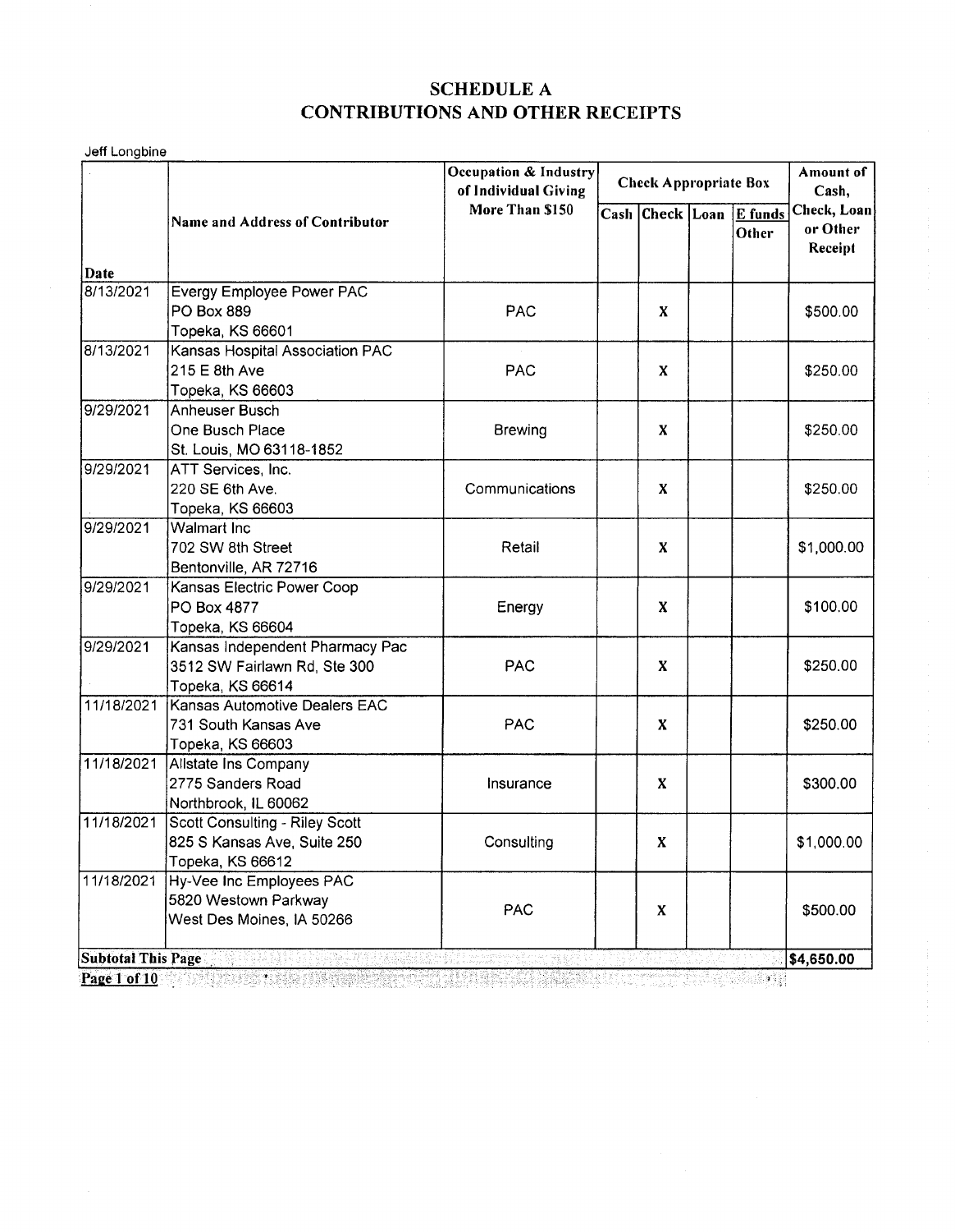# SCHEDULE A
# CONTRIBUTIONS AND OTHER RECEIPTS

Jeff Longbine

| Date | Name and Address of Contributor | Occupation & Industry of Individual Giving More Than $150 | Check Appropriate Box | | | | Amount of Cash, Check, Loan or Other Receipt |
|---|---|---|---|---|---|---|---|
| | | | Cash | Check | Loan | E funds Other | |
| 8/13/2021 | Evergy Employee Power PAC<br>PO Box 889<br>Topeka, KS 66601 | PAC | | X | | | $500.00 |
| 8/13/2021 | Kansas Hospital Association PAC<br>215 E 8th Ave<br>Topeka, KS 66603 | PAC | | X | | | $250.00 |
| 9/29/2021 | Anheuser Busch<br>One Busch Place<br>St. Louis, MO 63118-1852 | Brewing | | X | | | $250.00 |
| 9/29/2021 | ATT Services, Inc.<br>220 SE 6th Ave.<br>Topeka, KS 66603 | Communications | | X | | | $250.00 |
| 9/29/2021 | Walmart Inc<br>702 SW 8th Street<br>Bentonville, AR 72716 | Retail | | X | | | $1,000.00 |
| 9/29/2021 | Kansas Electric Power Coop<br>PO Box 4877<br>Topeka, KS 66604 | Energy | | X | | | $100.00 |
| 9/29/2021 | Kansas Independent Pharmacy Pac<br>3512 SW Fairlawn Rd, Ste 300<br>Topeka, KS 66614 | PAC | | X | | | $250.00 |
| 11/18/2021 | Kansas Automotive Dealers EAC<br>731 South Kansas Ave<br>Topeka, KS 66603 | PAC | | X | | | $250.00 |
| 11/18/2021 | Allstate Ins Company<br>2775 Sanders Road<br>Northbrook, IL 60062 | Insurance | | X | | | $300.00 |
| 11/18/2021 | Scott Consulting - Riley Scott<br>825 S Kansas Ave, Suite 250<br>Topeka, KS 66612 | Consulting | | X | | | $1,000.00 |
| 11/18/2021 | Hy-Vee Inc Employees PAC<br>5820 Westown Parkway<br>West Des Moines, IA 50266 | PAC | | X | | | $500.00 |
| **Subtotal This Page** | | | | | | | **$4,650.00** |

**Page 1 of 10**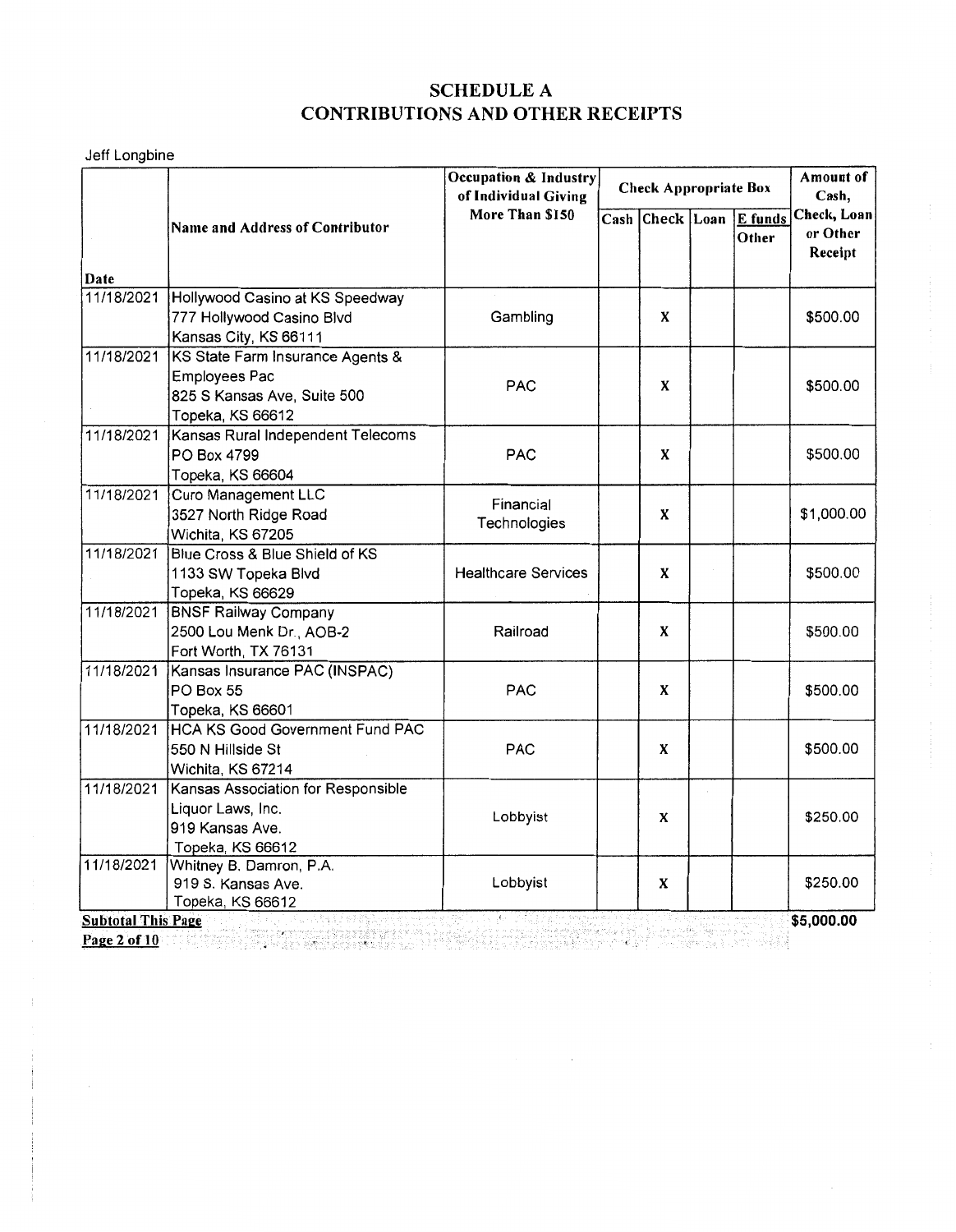# SCHEDULE A
# CONTRIBUTIONS AND OTHER RECEIPTS

Jeff Longbine

| Date | Name and Address of Contributor | Occupation & Industry of Individual Giving More Than $150 | Check Appropriate Box | | | | Amount of Cash, Check, Loan or Other Receipt |
|---|---|---|---|---|---|---|---|
| | | | Cash | Check | Loan | E funds Other | |
| 11/18/2021 | Hollywood Casino at KS Speedway<br>777 Hollywood Casino Blvd<br>Kansas City, KS 66111 | Gambling | | X | | | $500.00 |
| 11/18/2021 | KS State Farm Insurance Agents & Employees Pac<br>825 S Kansas Ave, Suite 500<br>Topeka, KS 66612 | PAC | | X | | | $500.00 |
| 11/18/2021 | Kansas Rural Independent Telecoms<br>PO Box 4799<br>Topeka, KS 66604 | PAC | | X | | | $500.00 |
| 11/18/2021 | Curo Management LLC<br>3527 North Ridge Road<br>Wichita, KS 67205 | Financial Technologies | | X | | | $1,000.00 |
| 11/18/2021 | Blue Cross & Blue Shield of KS<br>1133 SW Topeka Blvd<br>Topeka, KS 66629 | Healthcare Services | | X | | | $500.00 |
| 11/18/2021 | BNSF Railway Company<br>2500 Lou Menk Dr., AOB-2<br>Fort Worth, TX 76131 | Railroad | | X | | | $500.00 |
| 11/18/2021 | Kansas Insurance PAC (INSPAC)<br>PO Box 55<br>Topeka, KS 66601 | PAC | | X | | | $500.00 |
| 11/18/2021 | HCA KS Good Government Fund PAC<br>550 N Hillside St<br>Wichita, KS 67214 | PAC | | X | | | $500.00 |
| 11/18/2021 | Kansas Association for Responsible Liquor Laws, Inc.<br>919 Kansas Ave.<br>Topeka, KS 66612 | Lobbyist | | X | | | $250.00 |
| 11/18/2021 | Whitney B. Damron, P.A.<br>919 S. Kansas Ave.<br>Topeka, KS 66612 | Lobbyist | | X | | | $250.00 |
| **Subtotal This Page** | | | | | | | **$5,000.00** |

**Page 2 of 10**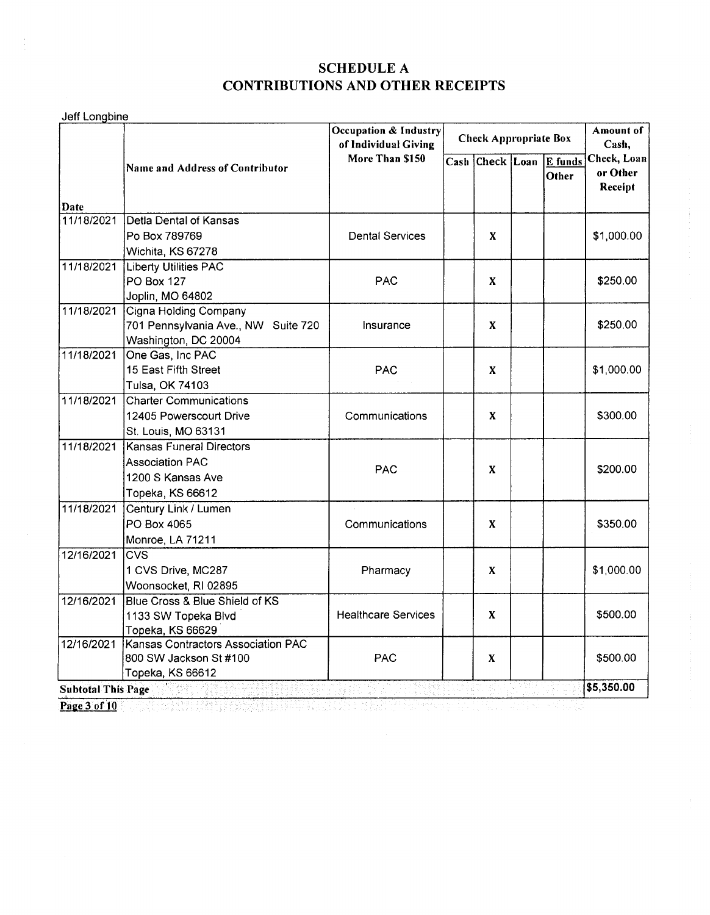# SCHEDULE A
# CONTRIBUTIONS AND OTHER RECEIPTS

Jeff Longbine

| Date | Name and Address of Contributor | Occupation & Industry of Individual Giving More Than $150 | Cash | Check | Loan | E funds Other | Amount of Cash, Check, Loan or Other Receipt |
|---|---|---|---|---|---|---|---|
| 11/18/2021 | Detla Dental of Kansas<br>Po Box 789769<br>Wichita, KS 67278 | Dental Services | | X | | | $1,000.00 |
| 11/18/2021 | Liberty Utilities PAC<br>PO Box 127<br>Joplin, MO 64802 | PAC | | X | | | $250.00 |
| 11/18/2021 | Cigna Holding Company<br>701 Pennsylvania Ave., NW Suite 720<br>Washington, DC 20004 | Insurance | | X | | | $250.00 |
| 11/18/2021 | One Gas, Inc PAC<br>15 East Fifth Street<br>Tulsa, OK 74103 | PAC | | X | | | $1,000.00 |
| 11/18/2021 | Charter Communications<br>12405 Powerscourt Drive<br>St. Louis, MO 63131 | Communications | | X | | | $300.00 |
| 11/18/2021 | Kansas Funeral Directors<br>Association PAC<br>1200 S Kansas Ave<br>Topeka, KS 66612 | PAC | | X | | | $200.00 |
| 11/18/2021 | Century Link / Lumen<br>PO Box 4065<br>Monroe, LA 71211 | Communications | | X | | | $350.00 |
| 12/16/2021 | CVS<br>1 CVS Drive, MC287<br>Woonsocket, RI 02895 | Pharmacy | | X | | | $1,000.00 |
| 12/16/2021 | Blue Cross & Blue Shield of KS<br>1133 SW Topeka Blvd<br>Topeka, KS 66629 | Healthcare Services | | X | | | $500.00 |
| 12/16/2021 | Kansas Contractors Association PAC<br>800 SW Jackson St #100<br>Topeka, KS 66612 | PAC | | X | | | $500.00 |
| **Subtotal This Page** | | | | | | | $5,350.00 |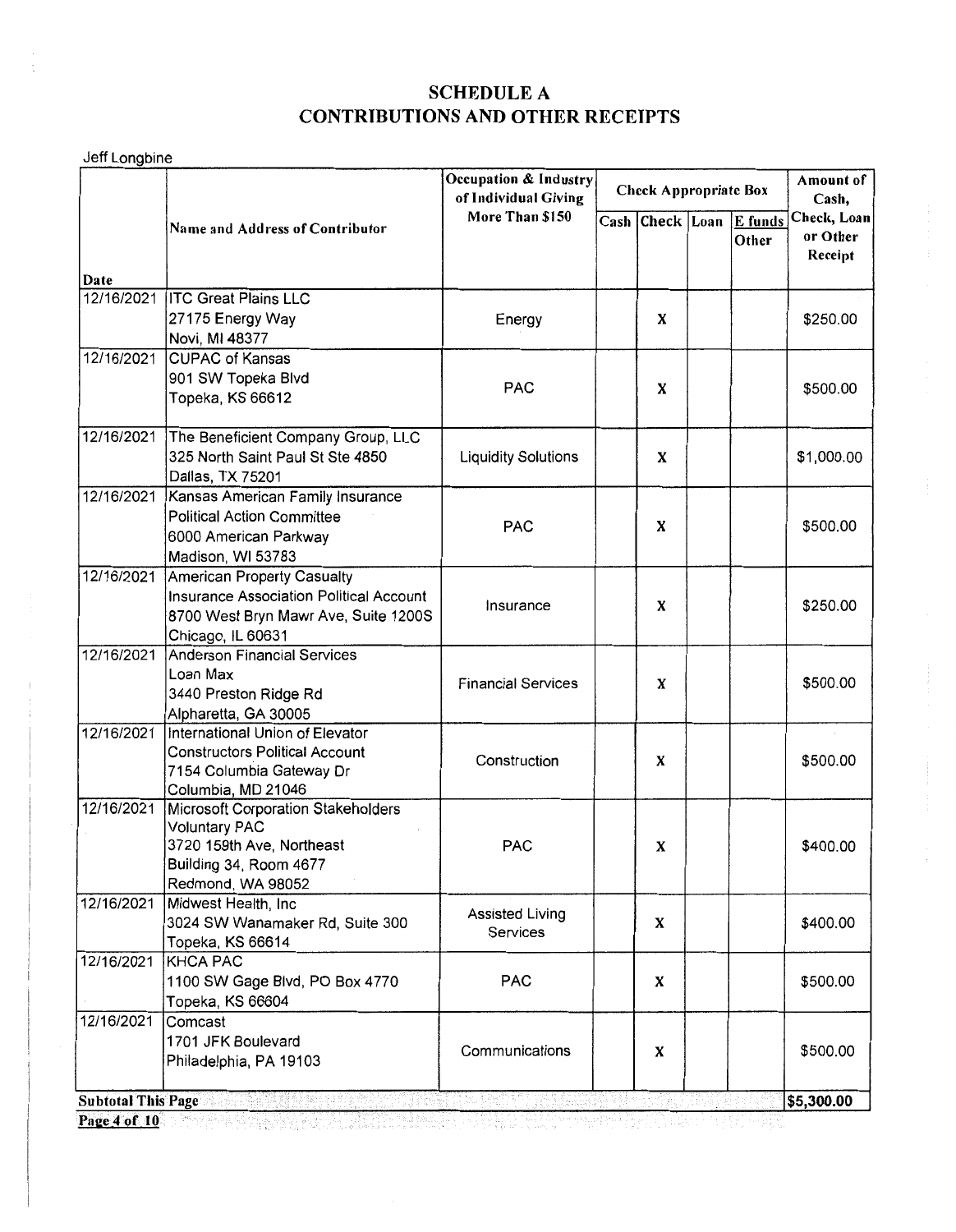# SCHEDULE A
# CONTRIBUTIONS AND OTHER RECEIPTS

Jeff Longbine

| Date | Name and Address of Contributor | Occupation & Industry of Individual Giving More Than $150 | Cash | Check | Loan | E funds Other | Amount of Cash, Check, Loan or Other Receipt |
|---|---|---|---|---|---|---|---|
| 12/16/2021 | ITC Great Plains LLC<br>27175 Energy Way<br>Novi, MI 48377 | Energy | | X | | | $250.00 |
| 12/16/2021 | CUPAC of Kansas<br>901 SW Topeka Blvd<br>Topeka, KS 66612 | PAC | | X | | | $500.00 |
| 12/16/2021 | The Beneficient Company Group, LLC<br>325 North Saint Paul St Ste 4850<br>Dallas, TX 75201 | Liquidity Solutions | | X | | | $1,000.00 |
| 12/16/2021 | Kansas American Family Insurance Political Action Committee<br>6000 American Parkway<br>Madison, WI 53783 | PAC | | X | | | $500.00 |
| 12/16/2021 | American Property Casualty Insurance Association Political Account<br>8700 West Bryn Mawr Ave, Suite 1200S<br>Chicago, IL 60631 | Insurance | | X | | | $250.00 |
| 12/16/2021 | Anderson Financial Services<br>Loan Max<br>3440 Preston Ridge Rd<br>Alpharetta, GA 30005 | Financial Services | | X | | | $500.00 |
| 12/16/2021 | International Union of Elevator Constructors Political Account<br>7154 Columbia Gateway Dr<br>Columbia, MD 21046 | Construction | | X | | | $500.00 |
| 12/16/2021 | Microsoft Corporation Stakeholders Voluntary PAC<br>3720 159th Ave, Northeast<br>Building 34, Room 4677<br>Redmond, WA 98052 | PAC | | X | | | $400.00 |
| 12/16/2021 | Midwest Health, Inc<br>3024 SW Wanamaker Rd, Suite 300<br>Topeka, KS 66614 | Assisted Living Services | | X | | | $400.00 |
| 12/16/2021 | KHCA PAC<br>1100 SW Gage Blvd, PO Box 4770<br>Topeka, KS 66604 | PAC | | X | | | $500.00 |
| 12/16/2021 | Comcast<br>1701 JFK Boulevard<br>Philadelphia, PA 19103 | Communications | | X | | | $500.00 |
| **Subtotal This Page** | | | | | | | **$5,300.00** |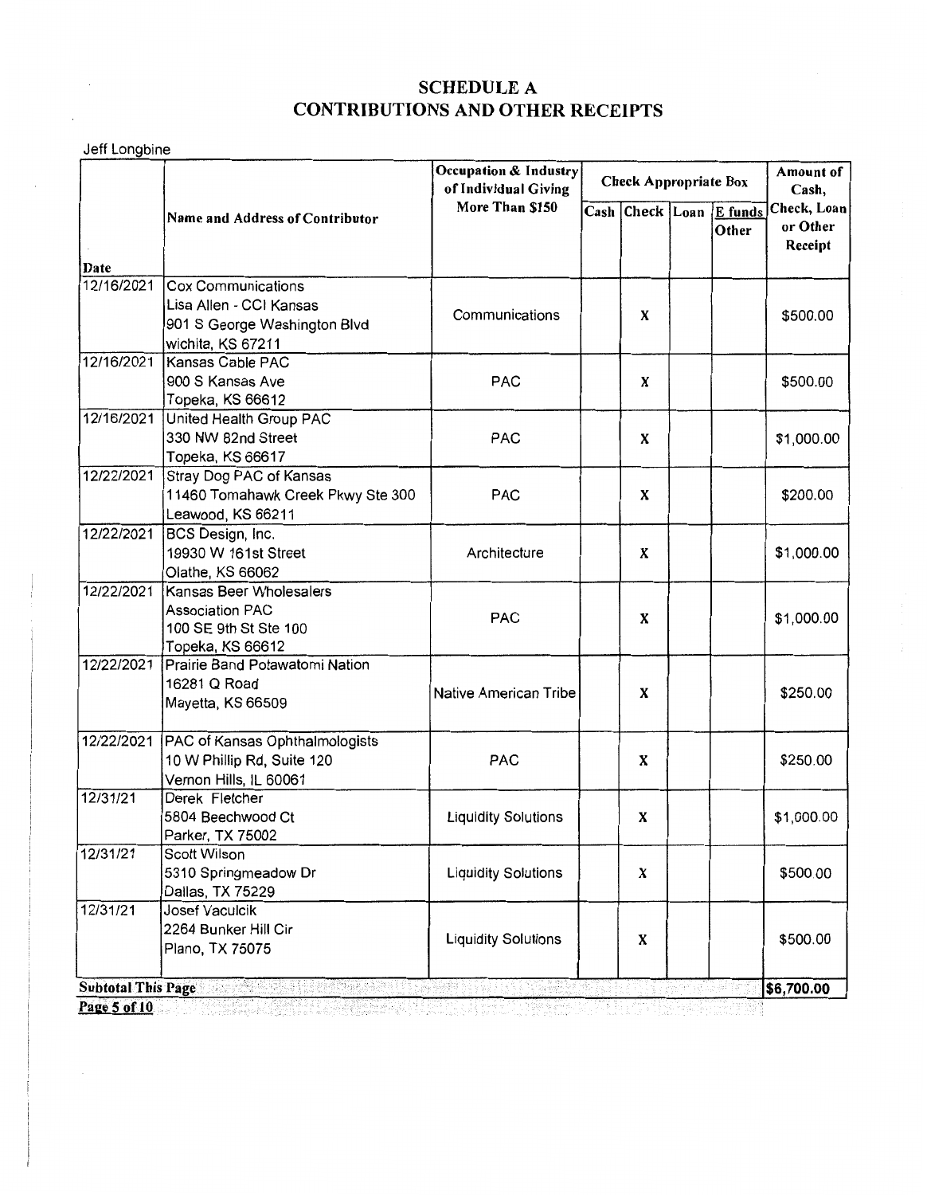# SCHEDULE A
# CONTRIBUTIONS AND OTHER RECEIPTS

Jeff Longbine

| Date | Name and Address of Contributor | Occupation & Industry of Individual Giving More Than $150 | Cash | Check | Loan | E funds Other | Amount of Cash, Check, Loan or Other Receipt |
|---|---|---|---|---|---|---|---|
| 12/16/2021 | Cox Communications<br>Lisa Allen - CCI Kansas<br>901 S George Washington Blvd<br>wichita, KS 67211 | Communications | | X | | | $500.00 |
| 12/16/2021 | Kansas Cable PAC<br>900 S Kansas Ave<br>Topeka, KS 66612 | PAC | | X | | | $500.00 |
| 12/16/2021 | United Health Group PAC<br>330 NW 82nd Street<br>Topeka, KS 66617 | PAC | | X | | | $1,000.00 |
| 12/22/2021 | Stray Dog PAC of Kansas<br>11460 Tomahawk Creek Pkwy Ste 300<br>Leawood, KS 66211 | PAC | | X | | | $200.00 |
| 12/22/2021 | BCS Design, Inc.<br>19930 W 161st Street<br>Olathe, KS 66062 | Architecture | | X | | | $1,000.00 |
| 12/22/2021 | Kansas Beer Wholesalers Association PAC<br>100 SE 9th St Ste 100<br>Topeka, KS 66612 | PAC | | X | | | $1,000.00 |
| 12/22/2021 | Prairie Band Potawatomi Nation<br>16281 Q Road<br>Mayetta, KS 66509 | Native American Tribe | | X | | | $250.00 |
| 12/22/2021 | PAC of Kansas Ophthalmologists<br>10 W Phillip Rd, Suite 120<br>Vernon Hills, IL 60061 | PAC | | X | | | $250.00 |
| 12/31/21 | Derek Fletcher<br>5804 Beechwood Ct<br>Parker, TX 75002 | Liquidity Solutions | | X | | | $1,000.00 |
| 12/31/21 | Scott Wilson<br>5310 Springmeadow Dr<br>Dallas, TX 75229 | Liquidity Solutions | | X | | | $500.00 |
| 12/31/21 | Josef Vaculcik<br>2264 Bunker Hill Cir<br>Plano, TX 75075 | Liquidity Solutions | | X | | | $500.00 |
| **Subtotal This Page** | | | | | | | **$6,700.00** |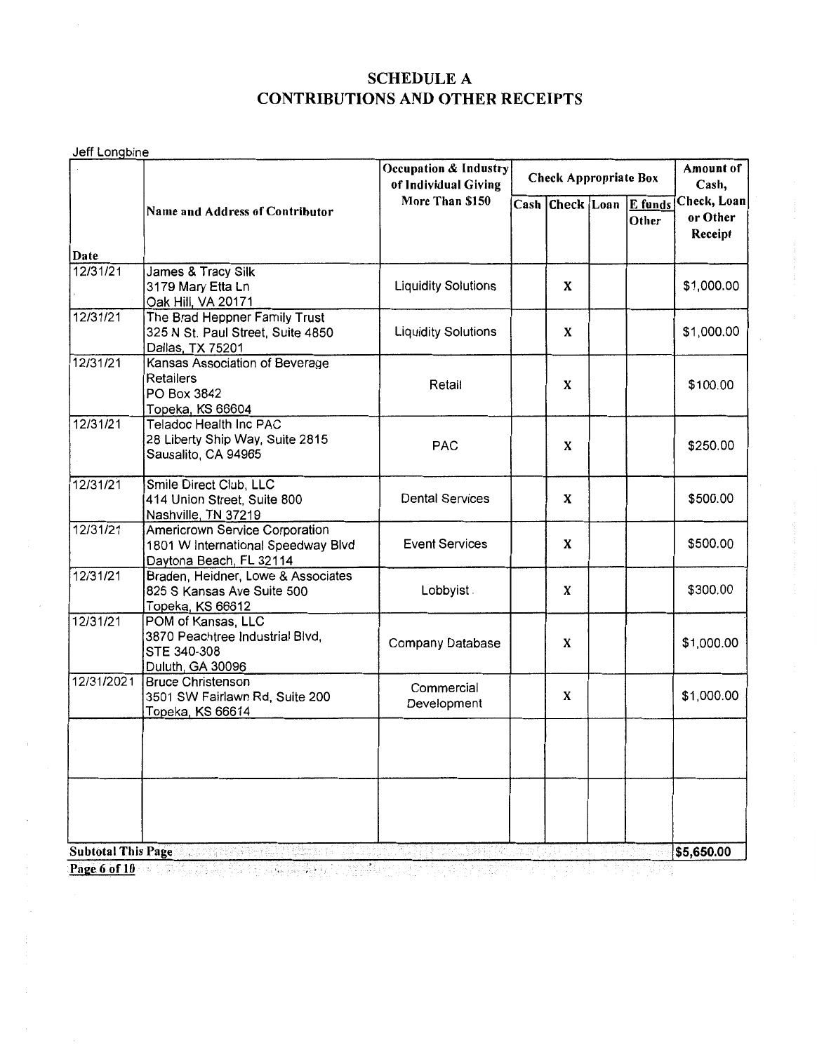# SCHEDULE A
# CONTRIBUTIONS AND OTHER RECEIPTS

Jeff Longbine

| Date | Name and Address of Contributor | Occupation & Industry of Individual Giving More Than $150 | Check Appropriate Box | | | | Amount of Cash, Check, Loan or Other Receipt |
|---|---|---|---|---|---|---|---|
| | | | Cash | Check | Loan | E funds Other | |
| 12/31/21 | James & Tracy Silk<br>3179 Mary Etta Ln<br>Oak Hill, VA 20171 | Liquidity Solutions | | X | | | $1,000.00 |
| 12/31/21 | The Brad Heppner Family Trust<br>325 N St. Paul Street, Suite 4850<br>Dallas, TX 75201 | Liquidity Solutions | | X | | | $1,000.00 |
| 12/31/21 | Kansas Association of Beverage Retailers<br>PO Box 3842<br>Topeka, KS 66604 | Retail | | X | | | $100.00 |
| 12/31/21 | Teladoc Health Inc PAC<br>28 Liberty Ship Way, Suite 2815<br>Sausalito, CA 94965 | PAC | | X | | | $250.00 |
| 12/31/21 | Smile Direct Club, LLC<br>414 Union Street, Suite 800<br>Nashville, TN 37219 | Dental Services | | X | | | $500.00 |
| 12/31/21 | Americrown Service Corporation<br>1801 W International Speedway Blvd<br>Daytona Beach, FL 32114 | Event Services | | X | | | $500.00 |
| 12/31/21 | Braden, Heidner, Lowe & Associates<br>825 S Kansas Ave Suite 500<br>Topeka, KS 66612 | Lobbyist | | X | | | $300.00 |
| 12/31/21 | POM of Kansas, LLC<br>3870 Peachtree Industrial Blvd, STE 340-308<br>Duluth, GA 30096 | Company Database | | X | | | $1,000.00 |
| 12/31/2021 | Bruce Christenson<br>3501 SW Fairlawn Rd, Suite 200<br>Topeka, KS 66614 | Commercial Development | | X | | | $1,000.00 |
| | | | | | | | |
| | | | | | | | |
| **Subtotal This Page** | | | | | | | **$5,650.00** |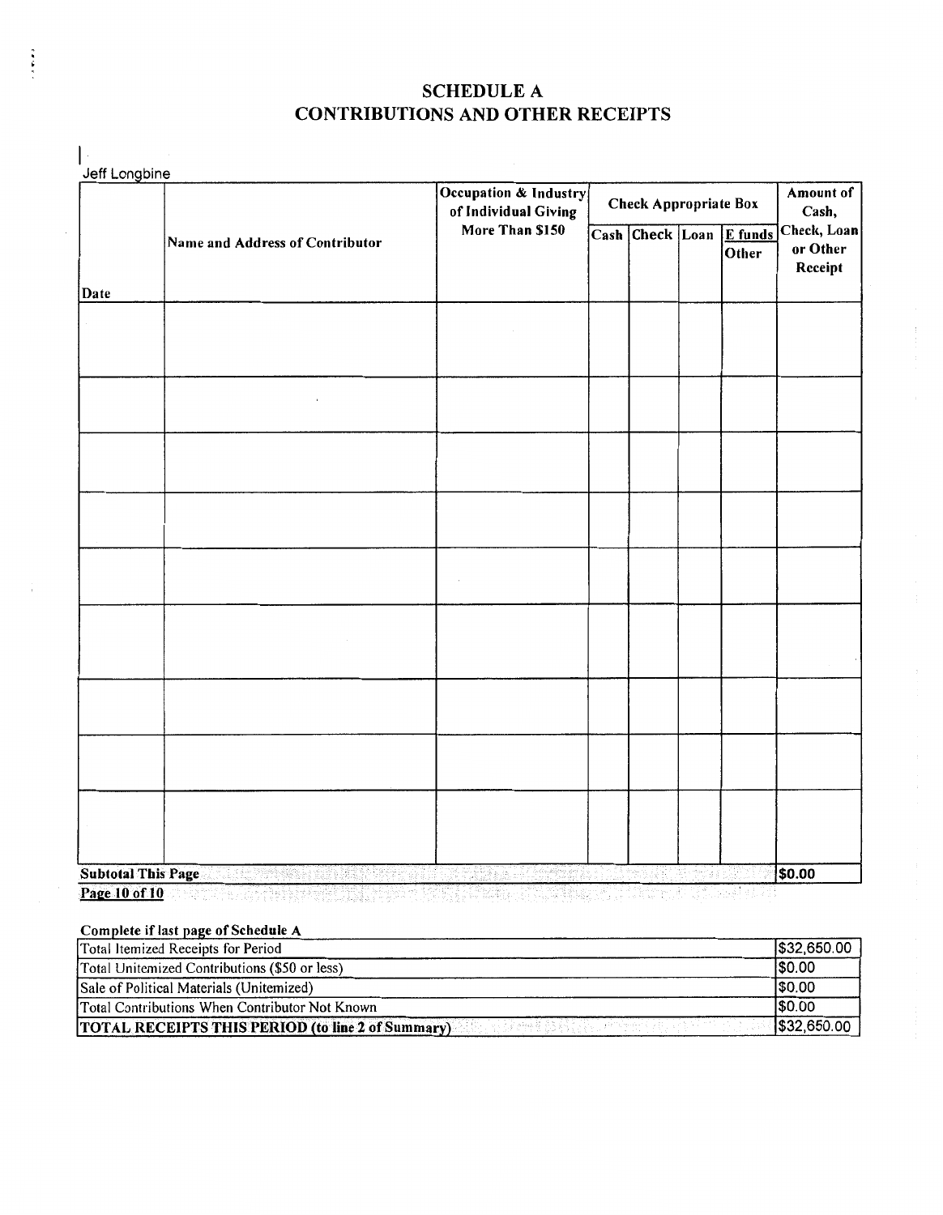# SCHEDULE A
# CONTRIBUTIONS AND OTHER RECEIPTS

Jeff Longbine

| Date | Name and Address of Contributor | Occupation & Industry of Individual Giving More Than $150 | Check Appropriate Box | | | | Amount of Cash, Check, Loan or Other Receipt |
|---|---|---|---|---|---|---|---|
| | | | Cash | Check | Loan | E funds Other | |
| | | | | | | | |
| | | | | | | | |
| | | | | | | | |
| | | | | | | | |
| | | | | | | | |
| | | | | | | | |
| | | | | | | | |
| | | | | | | | |
| | | | | | | | |
| **Subtotal This Page** | | | | | | | $0.00 |

**Page 10 of 10**

**Complete if last page of Schedule A**

| | |
|---|---|
| Total Itemized Receipts for Period | $32,650.00 |
| Total Unitemized Contributions ($50 or less) | $0.00 |
| Sale of Political Materials (Unitemized) | $0.00 |
| Total Contributions When Contributor Not Known | $0.00 |
| **TOTAL RECEIPTS THIS PERIOD (to line 2 of Summary)** | $32,650.00 |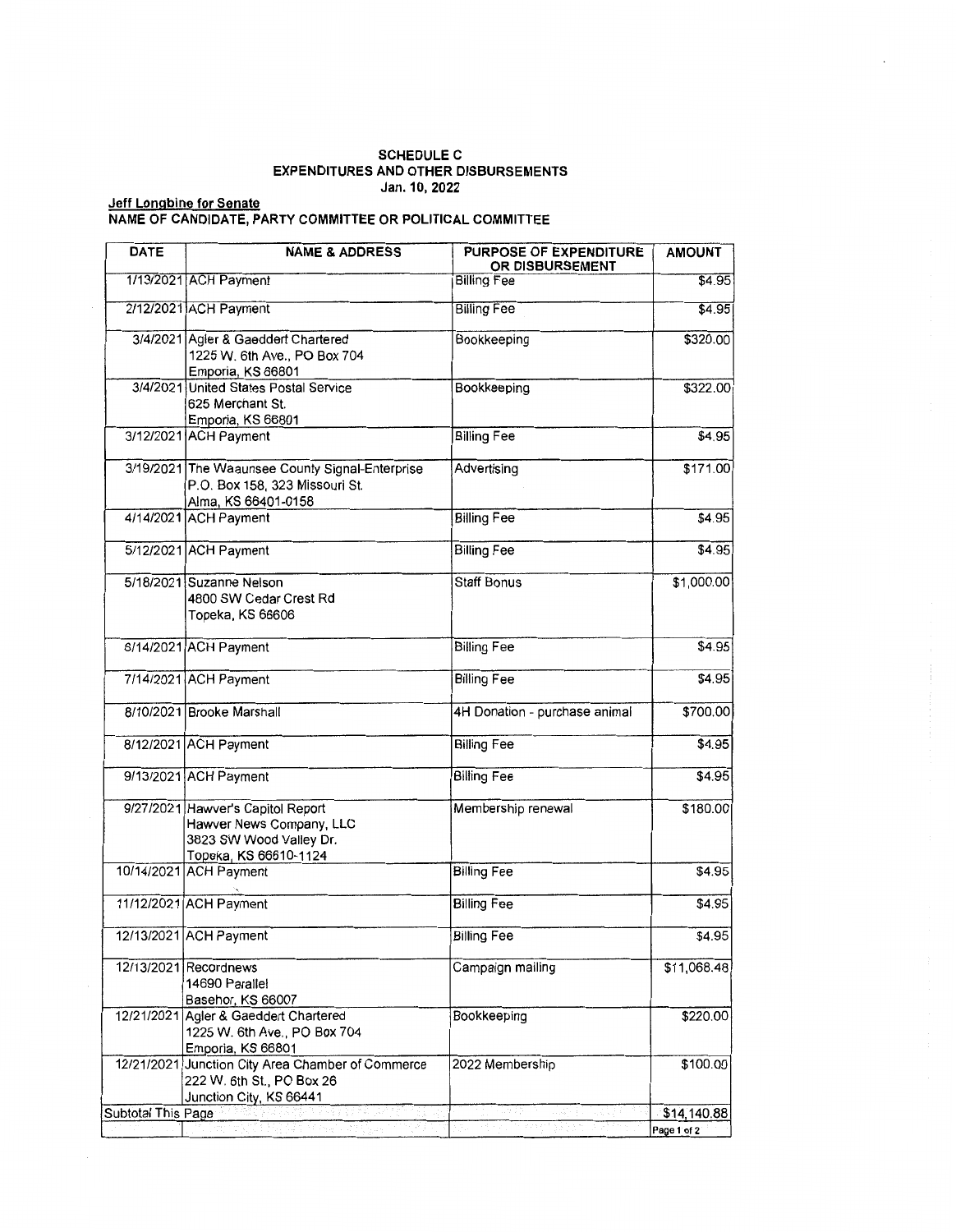**SCHEDULE C**
**EXPENDITURES AND OTHER DISBURSEMENTS**
**Jan. 10, 2022**

**Jeff Longbine for Senate**
**NAME OF CANDIDATE, PARTY COMMITTEE OR POLITICAL COMMITTEE**

| DATE | NAME & ADDRESS | PURPOSE OF EXPENDITURE OR DISBURSEMENT | AMOUNT |
|---|---|---|---|
| 1/13/2021 | ACH Payment | Billing Fee | $4.95 |
| 2/12/2021 | ACH Payment | Billing Fee | $4.95 |
| 3/4/2021 | Agler & Gaeddert Chartered<br>1225 W. 6th Ave., PO Box 704<br>Emporia, KS 66801 | Bookkeeping | $320.00 |
| 3/4/2021 | United States Postal Service<br>625 Merchant St.<br>Emporia, KS 66801 | Bookkeeping | $322.00 |
| 3/12/2021 | ACH Payment | Billing Fee | $4.95 |
| 3/19/2021 | The Waaunsee County Signal-Enterprise<br>P.O. Box 158, 323 Missouri St.<br>Alma, KS 66401-0158 | Advertising | $171.00 |
| 4/14/2021 | ACH Payment | Billing Fee | $4.95 |
| 5/12/2021 | ACH Payment | Billing Fee | $4.95 |
| 5/18/2021 | Suzanne Nelson<br>4800 SW Cedar Crest Rd<br>Topeka, KS 66606 | Staff Bonus | $1,000.00 |
| 6/14/2021 | ACH Payment | Billing Fee | $4.95 |
| 7/14/2021 | ACH Payment | Billing Fee | $4.95 |
| 8/10/2021 | Brooke Marshall | 4H Donation - purchase animal | $700.00 |
| 8/12/2021 | ACH Payment | Billing Fee | $4.95 |
| 9/13/2021 | ACH Payment | Billing Fee | $4.95 |
| 9/27/2021 | Hawver's Capitol Report<br>Hawver News Company, LLC<br>3823 SW Wood Valley Dr.<br>Topeka, KS 66610-1124 | Membership renewal | $180.00 |
| 10/14/2021 | ACH Payment | Billing Fee | $4.95 |
| 11/12/2021 | ACH Payment | Billing Fee | $4.95 |
| 12/13/2021 | ACH Payment | Billing Fee | $4.95 |
| 12/13/2021 | Recordnews<br>14690 Parallel<br>Basehor, KS 66007 | Campaign mailing | $11,068.48 |
| 12/21/2021 | Agler & Gaeddert Chartered<br>1225 W. 6th Ave., PO Box 704<br>Emporia, KS 66801 | Bookkeeping | $220.00 |
| 12/21/2021 | Junction City Area Chamber of Commerce<br>222 W. 6th St., PO Box 26<br>Junction City, KS 66441 | 2022 Membership | $100.00 |
| Subtotal This Page | | | $14,140.88 |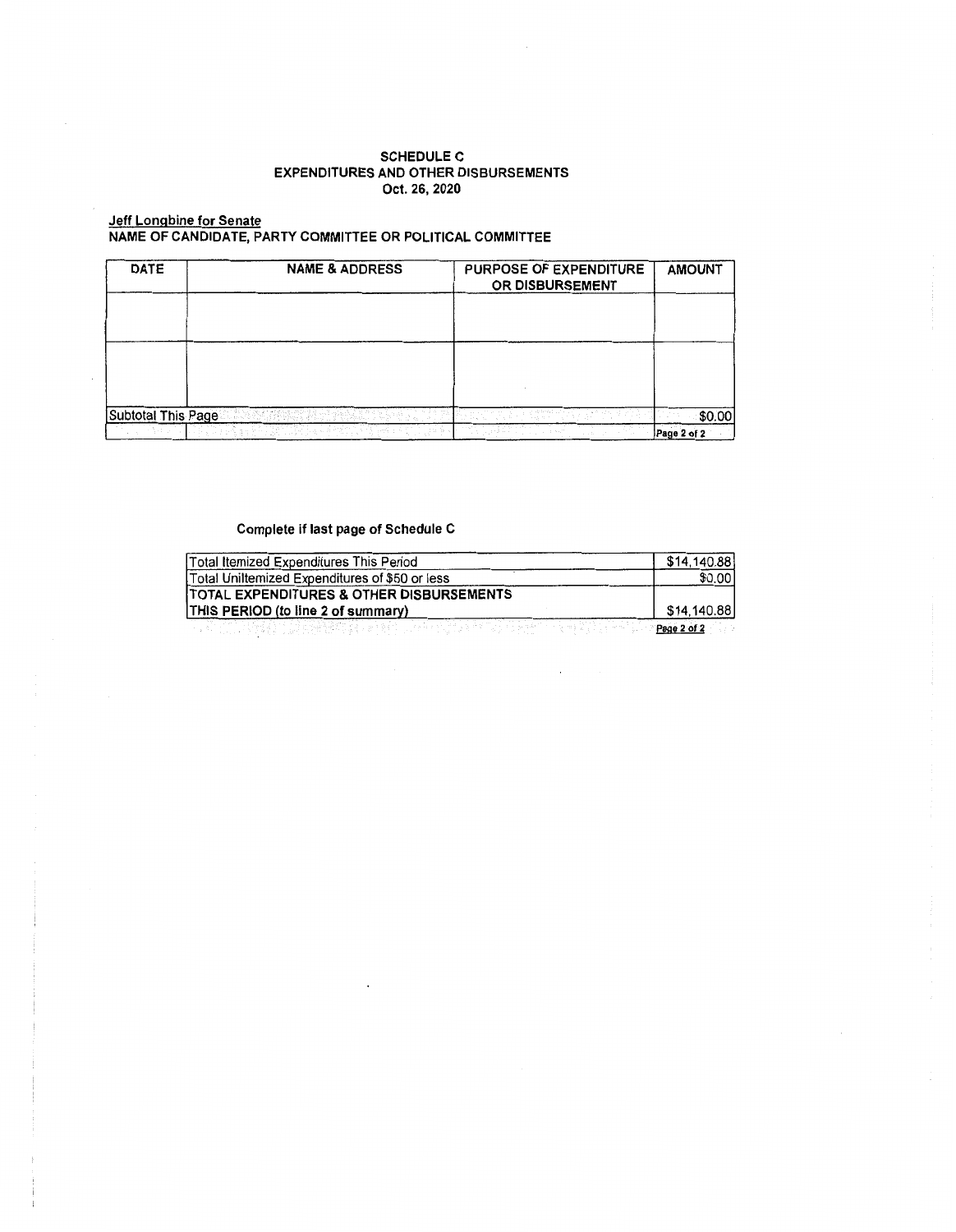# SCHEDULE C
## EXPENDITURES AND OTHER DISBURSEMENTS
### Oct. 26, 2020

**Jeff Longbine for Senate**
**NAME OF CANDIDATE, PARTY COMMITTEE OR POLITICAL COMMITTEE**

| DATE | NAME & ADDRESS | PURPOSE OF EXPENDITURE OR DISBURSEMENT | AMOUNT |
|---|---|---|---|
| | | | |
| | | | |
| Subtotal This Page | | | $0.00 |

**Complete if last page of Schedule C**

| | |
|---|---|
| Total Itemized Expenditures This Period | $14,140.88 |
| Total Unitemized Expenditures of $50 or less | $0.00 |
| **TOTAL EXPENDITURES & OTHER DISBURSEMENTS THIS PERIOD (to line 2 of summary)** | $14,140.88 |